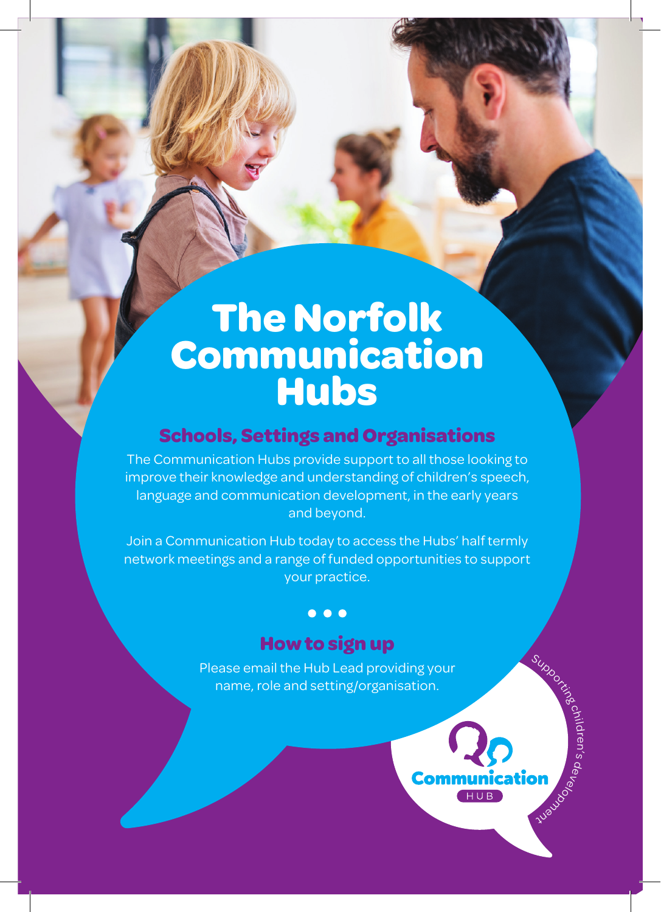# The Norfolk Communication Hubs

## Schools, Settings and Organisations

The Communication Hubs provide support to all those looking to improve their knowledge and understanding of children's speech, language and communication development, in the early years and beyond.

Join a Communication Hub today to access the Hubs' half termly network meetings and a range of funded opportunities to support your practice.

• • •

## How to sign up

Please email the Hub Lead providing your name, role and setting/organisation.

Communication HUB

Supporting children's development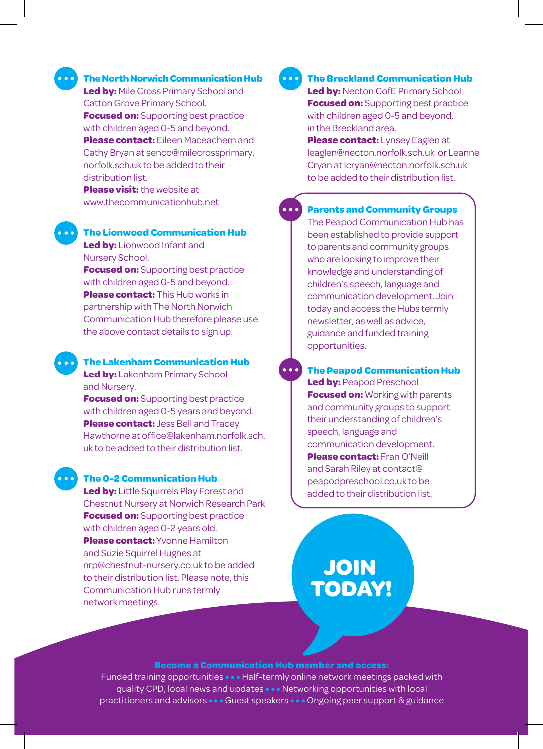### The North Norwich Communication Hub

**Led by:** Mile Cross Primary School and Catton Grove Primary School.
**Focused on:** Supporting best practice with children aged 0-5 and beyond.
**Please contact:** Eileen Maceachern and Cathy Bryan at senco@milecrossprimary.norfolk.sch.uk to be added to their distribution list.
**Please visit:** the website at www.thecommunicationhub.net

### The Lionwood Communication Hub

**Led by:** Lionwood Infant and Nursery School.
**Focused on:** Supporting best practice with children aged 0-5 and beyond.
**Please contact:** This Hub works in partnership with The North Norwich Communication Hub therefore please use the above contact details to sign up.

### The Lakenham Communication Hub

**Led by:** Lakenham Primary School and Nursery.
**Focused on:** Supporting best practice with children aged 0-5 years and beyond.
**Please contact:** Jess Bell and Tracey Hawthorne at office@lakenham.norfolk.sch.uk to be added to their distribution list.

### The 0-2 Communication Hub

**Led by:** Little Squirrels Play Forest and Chestnut Nursery at Norwich Research Park
**Focused on:** Supporting best practice with children aged 0-2 years old.
**Please contact:** Yvonne Hamilton and Suzie Squirrel Hughes at nrp@chestnut-nursery.co.uk to be added to their distribution list. Please note, this Communication Hub runs termly network meetings.

### The Breckland Communication Hub

**Led by:** Necton CofE Primary School
**Focused on:** Supporting best practice with children aged 0-5 and beyond, in the Breckland area.
**Please contact:** Lynsey Eaglen at leaglen@necton.norfolk.sch.uk or Leanne Cryan at lcryan@necton.norfolk.sch.uk to be added to their distribution list.

### Parents and Community Groups

The Peapod Communication Hub has been established to provide support to parents and community groups who are looking to improve their knowledge and understanding of children's speech, language and communication development. Join today and access the Hubs termly newsletter, as well as advice, guidance and funded training opportunities.

### The Peapod Communication Hub

**Led by:** Peapod Preschool
**Focused on:** Working with parents and community groups to support their understanding of children's speech, language and communication development.
**Please contact:** Fran O'Neill and Sarah Riley at contact@peapodpreschool.co.uk to be added to their distribution list.

## JOIN TODAY!

**Become a Communication Hub member and access:**

Funded training opportunities • • • Half-termly online network meetings packed with quality CPD, local news and updates • • • Networking opportunities with local practitioners and advisors • • • Guest speakers • • • Ongoing peer support & guidance